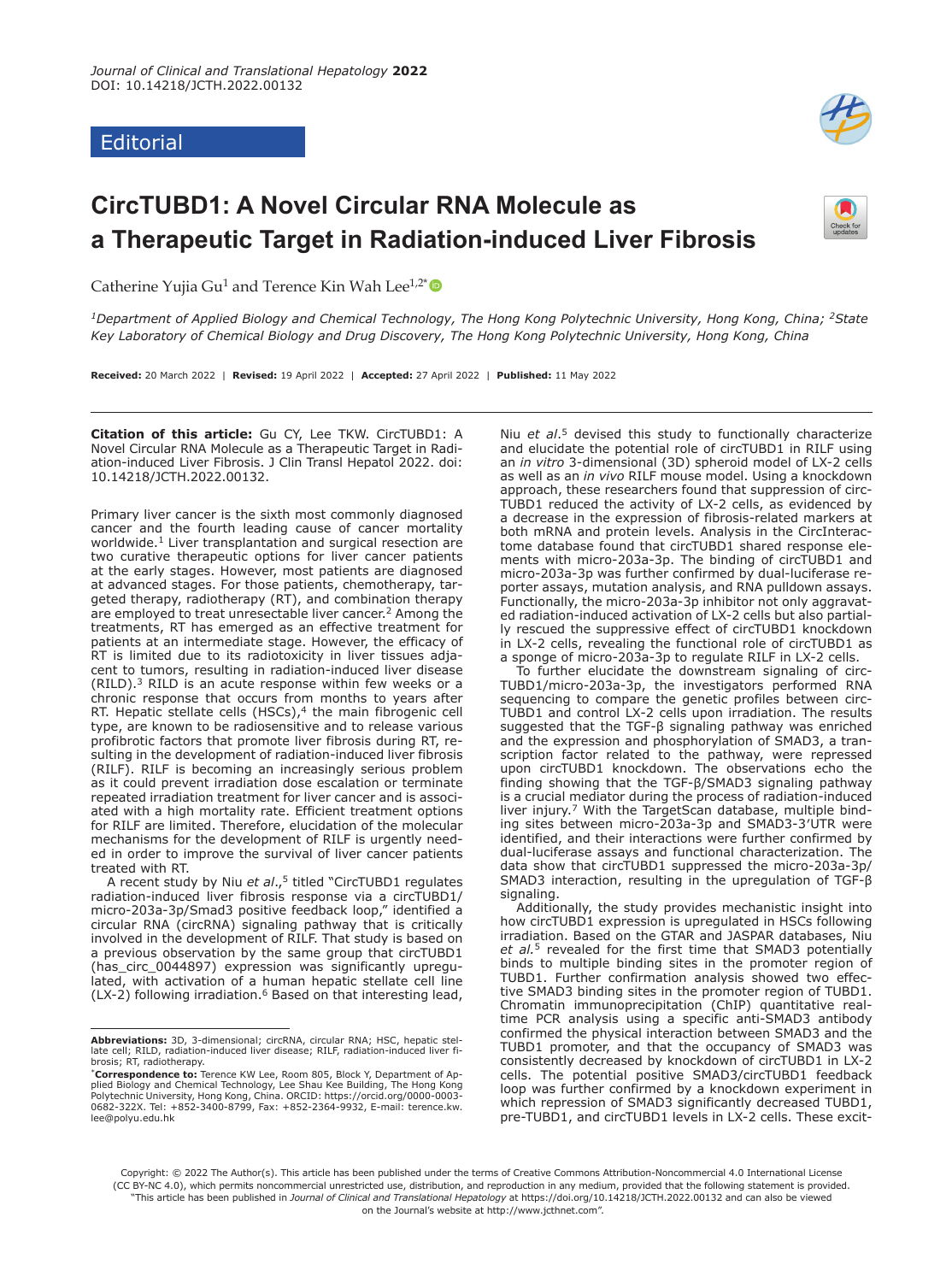Editorial

# CircTUBD1: A Novel Circular RNA Molecule as a Therapeutic Target in Radiation-induced Liver Fibrosis

Catherine Yujia Gu[1] and Terence Kin Wah Lee[1,2*]

[1]*Department of Applied Biology and Chemical Technology, The Hong Kong Polytechnic University, Hong Kong, China;* [2]*State Key Laboratory of Chemical Biology and Drug Discovery, The Hong Kong Polytechnic University, Hong Kong, China*

**Received:** 20 March 2022 | **Revised:** 19 April 2022 | **Accepted:** 27 April 2022 | **Published:** 11 May 2022

**Citation of this article:** Gu CY, Lee TKW. CircTUBD1: A Novel Circular RNA Molecule as a Therapeutic Target in Radiation-induced Liver Fibrosis. J Clin Transl Hepatol 2022. doi: 10.14218/JCTH.2022.00132.

Primary liver cancer is the sixth most commonly diagnosed cancer and the fourth leading cause of cancer mortality worldwide.[1] Liver transplantation and surgical resection are two curative therapeutic options for liver cancer patients at the early stages. However, most patients are diagnosed at advanced stages. For those patients, chemotherapy, targeted therapy, radiotherapy (RT), and combination therapy are employed to treat unresectable liver cancer.[2] Among the treatments, RT has emerged as an effective treatment for patients at an intermediate stage. However, the efficacy of RT is limited due to its radiotoxicity in liver tissues adjacent to tumors, resulting in radiation-induced liver disease (RILD).[3] RILD is an acute response within few weeks or a chronic response that occurs from months to years after RT. Hepatic stellate cells (HSCs),[4] the main fibrogenic cell type, are known to be radiosensitive and to release various profibrotic factors that promote liver fibrosis during RT, resulting in the development of radiation-induced liver fibrosis (RILF). RILF is becoming an increasingly serious problem as it could prevent irradiation dose escalation or terminate repeated irradiation treatment for liver cancer and is associated with a high mortality rate. Efficient treatment options for RILF are limited. Therefore, elucidation of the molecular mechanisms for the development of RILF is urgently needed in order to improve the survival of liver cancer patients treated with RT.

A recent study by Niu *et al.*,[5] titled "CircTUBD1 regulates radiation-induced liver fibrosis response via a circTUBD1/micro-203a-3p/Smad3 positive feedback loop," identified a circular RNA (circRNA) signaling pathway that is critically involved in the development of RILF. That study is based on a previous observation by the same group that circTUBD1 (has_circ_0044897) expression was significantly upregulated, with activation of a human hepatic stellate cell line (LX-2) following irradiation.[6] Based on that interesting lead, Niu *et al.*[5] devised this study to functionally characterize and elucidate the potential role of circTUBD1 in RILF using an *in vitro* 3-dimensional (3D) spheroid model of LX-2 cells as well as an *in vivo* RILF mouse model. Using a knockdown approach, these researchers found that suppression of circTUBD1 reduced the activity of LX-2 cells, as evidenced by a decrease in the expression of fibrosis-related markers at both mRNA and protein levels. Analysis in the CircInteractome database found that circTUBD1 shared response elements with micro-203a-3p. The binding of circTUBD1 and micro-203a-3p was further confirmed by dual-luciferase reporter assays, mutation analysis, and RNA pulldown assays. Functionally, the micro-203a-3p inhibitor not only aggravated radiation-induced activation of LX-2 cells but also partially rescued the suppressive effect of circTUBD1 knockdown in LX-2 cells, revealing the functional role of circTUBD1 as a sponge of micro-203a-3p to regulate RILF in LX-2 cells.

To further elucidate the downstream signaling of circTUBD1/micro-203a-3p, the investigators performed RNA sequencing to compare the genetic profiles between circTUBD1 and control LX-2 cells upon irradiation. The results suggested that the TGF-β signaling pathway was enriched and the expression and phosphorylation of SMAD3, a transcription factor related to the pathway, were repressed upon circTUBD1 knockdown. The observations echo the finding showing that the TGF-β/SMAD3 signaling pathway is a crucial mediator during the process of radiation-induced liver injury.[7] With the TargetScan database, multiple binding sites between micro-203a-3p and SMAD3-3′UTR were identified, and their interactions were further confirmed by dual-luciferase assays and functional characterization. The data show that circTUBD1 suppressed the micro-203a-3p/SMAD3 interaction, resulting in the upregulation of TGF-β signaling.

Additionally, the study provides mechanistic insight into how circTUBD1 expression is upregulated in HSCs following irradiation. Based on the GTAR and JASPAR databases, Niu *et al.*[5] revealed for the first time that SMAD3 potentially binds to multiple binding sites in the promoter region of TUBD1. Further confirmation analysis showed two effective SMAD3 binding sites in the promoter region of TUBD1. Chromatin immunoprecipitation (ChIP) quantitative real-time PCR analysis using a specific anti-SMAD3 antibody confirmed the physical interaction between SMAD3 and the TUBD1 promoter, and that the occupancy of SMAD3 was consistently decreased by knockdown of circTUBD1 in LX-2 cells. The potential positive SMAD3/circTUBD1 feedback loop was further confirmed by a knockdown experiment in which repression of SMAD3 significantly decreased TUBD1, pre-TUBD1, and circTUBD1 levels in LX-2 cells. These excit-

**Abbreviations:** 3D, 3-dimensional; circRNA, circular RNA; HSC, hepatic stellate cell; RILD, radiation-induced liver disease; RILF, radiation-induced liver fibrosis; RT, radiotherapy.

[*]**Correspondence to:** Terence KW Lee, Room 805, Block Y, Department of Applied Biology and Chemical Technology, Lee Shau Kee Building, The Hong Kong Polytechnic University, Hong Kong, China. ORCID: https://orcid.org/0000-0003-0682-322X. Tel: +852-3400-8799, Fax: +852-2364-9932, E-mail: terence.kw.lee@polyu.edu.hk

Copyright: © 2022 The Author(s). This article has been published under the terms of Creative Commons Attribution-Noncommercial 4.0 International License (CC BY-NC 4.0), which permits noncommercial unrestricted use, distribution, and reproduction in any medium, provided that the following statement is provided. "This article has been published in *Journal of Clinical and Translational Hepatology* at https://doi.org/10.14218/JCTH.2022.00132 and can also be viewed on the Journal's website at http://www.jcthnet.com".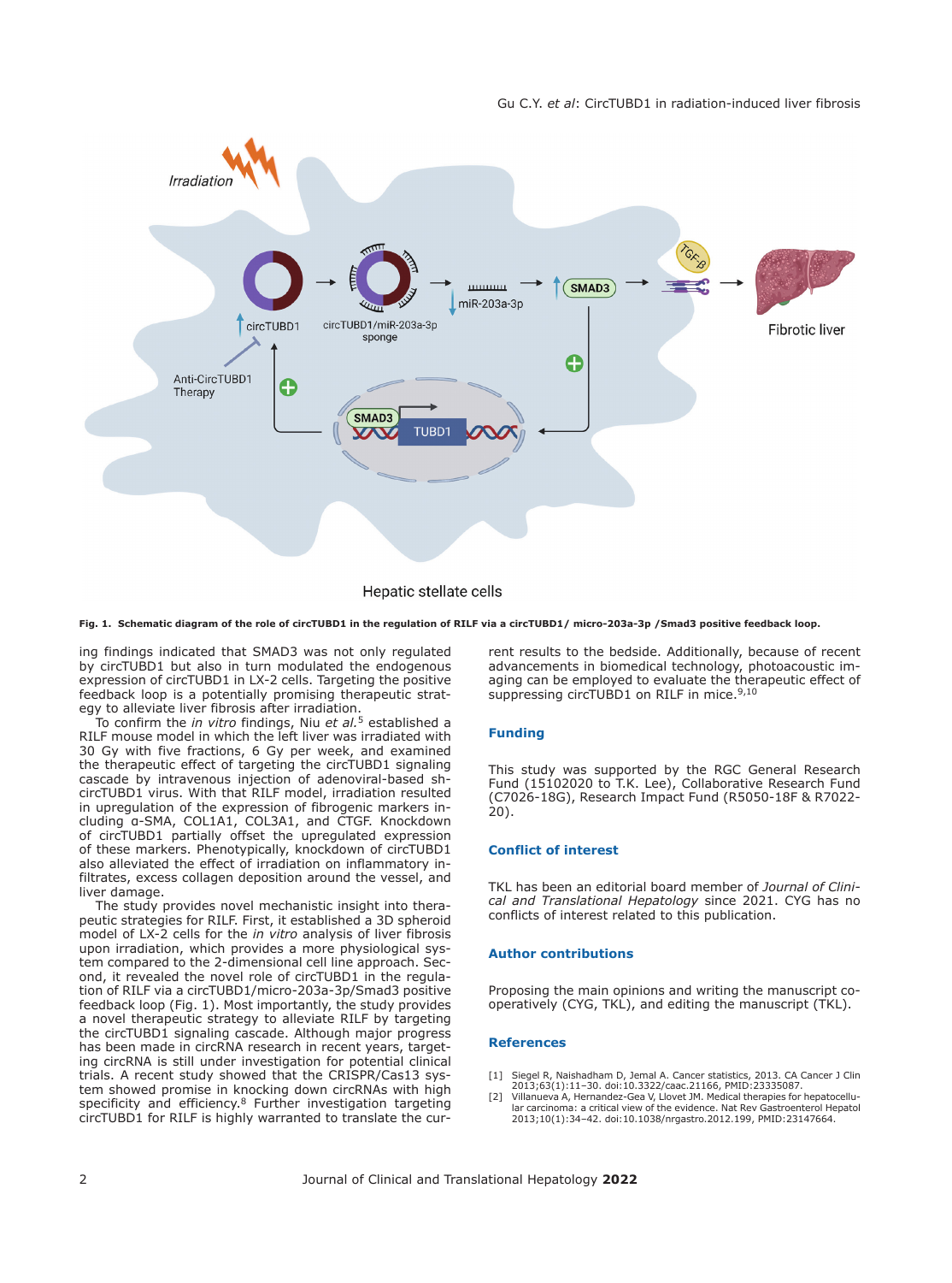Fig. 1. Schematic diagram of the role of circTUBD1 in the regulation of RILF via a circTUBD1/ micro-203a-3p /Smad3 positive feedback loop.

ing findings indicated that SMAD3 was not only regulated by circTUBD1 but also in turn modulated the endogenous expression of circTUBD1 in LX-2 cells. Targeting the positive feedback loop is a potentially promising therapeutic strategy to alleviate liver fibrosis after irradiation.

To confirm the *in vitro* findings, Niu *et al.*[5] established a RILF mouse model in which the left liver was irradiated with 30 Gy with five fractions, 6 Gy per week, and examined the therapeutic effect of targeting the circTUBD1 signaling cascade by intravenous injection of adenoviral-based sh-circTUBD1 virus. With that RILF model, irradiation resulted in upregulation of the expression of fibrogenic markers including α-SMA, COL1A1, COL3A1, and CTGF. Knockdown of circTUBD1 partially offset the upregulated expression of these markers. Phenotypically, knockdown of circTUBD1 also alleviated the effect of irradiation on inflammatory infiltrates, excess collagen deposition around the vessel, and liver damage.

The study provides novel mechanistic insight into therapeutic strategies for RILF. First, it established a 3D spheroid model of LX-2 cells for the *in vitro* analysis of liver fibrosis upon irradiation, which provides a more physiological system compared to the 2-dimensional cell line approach. Second, it revealed the novel role of circTUBD1 in the regulation of RILF via a circTUBD1/micro-203a-3p/Smad3 positive feedback loop (Fig. 1). Most importantly, the study provides a novel therapeutic strategy to alleviate RILF by targeting the circTUBD1 signaling cascade. Although major progress has been made in circRNA research in recent years, targeting circRNA is still under investigation for potential clinical trials. A recent study showed that the CRISPR/Cas13 system showed promise in knocking down circRNAs with high specificity and efficiency.[8] Further investigation targeting circTUBD1 for RILF is highly warranted to translate the current results to the bedside. Additionally, because of recent advancements in biomedical technology, photoacoustic imaging can be employed to evaluate the therapeutic effect of suppressing circTUBD1 on RILF in mice.[9,10]

## Funding

This study was supported by the RGC General Research Fund (15102020 to T.K. Lee), Collaborative Research Fund (C7026-18G), Research Impact Fund (R5050-18F & R7022-20).

## Conflict of interest

TKL has been an editorial board member of *Journal of Clinical and Translational Hepatology* since 2021. CYG has no conflicts of interest related to this publication.

## Author contributions

Proposing the main opinions and writing the manuscript co-operatively (CYG, TKL), and editing the manuscript (TKL).

## References

[1] Siegel R, Naishadham D, Jemal A. Cancer statistics, 2013. CA Cancer J Clin 2013;63(1):11–30. doi:10.3322/caac.21166, PMID:23335087.

[2] Villanueva A, Hernandez-Gea V, Llovet JM. Medical therapies for hepatocellular carcinoma: a critical view of the evidence. Nat Rev Gastroenterol Hepatol 2013;10(1):34–42. doi:10.1038/nrgastro.2012.199, PMID:23147664.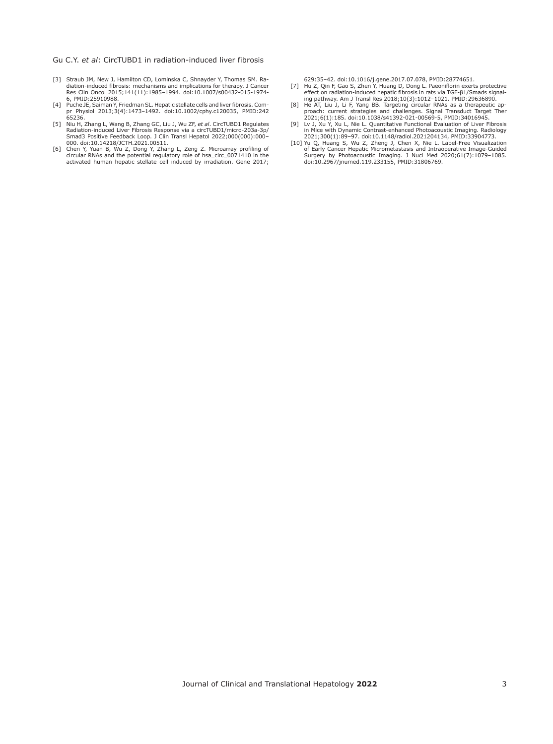[3] Straub JM, New J, Hamilton CD, Lominska C, Shnayder Y, Thomas SM. Radiation-induced fibrosis: mechanisms and implications for therapy. J Cancer Res Clin Oncol 2015;141(11):1985–1994. doi:10.1007/s00432-015-1974-6, PMID:25910988.

[4] Puche JE, Saiman Y, Friedman SL. Hepatic stellate cells and liver fibrosis. Compr Physiol 2013;3(4):1473–1492. doi:10.1002/cphy.c120035, PMID:24265236.

[5] Niu H, Zhang L, Wang B, Zhang GC, Liu J, Wu ZF, *et al*. CircTUBD1 Regulates Radiation-induced Liver Fibrosis Response via a circTUBD1/micro-203a-3p/Smad3 Positive Feedback Loop. J Clin Transl Hepatol 2022;000(000):000–000. doi:10.14218/JCTH.2021.00511.

[6] Chen Y, Yuan B, Wu Z, Dong Y, Zhang L, Zeng Z. Microarray profiling of circular RNAs and the potential regulatory role of hsa_circ_0071410 in the activated human hepatic stellate cell induced by irradiation. Gene 2017;629:35–42. doi:10.1016/j.gene.2017.07.078, PMID:28774651.

[7] Hu Z, Qin F, Gao S, Zhen Y, Huang D, Dong L. Paeoniflorin exerts protective effect on radiation-induced hepatic fibrosis in rats via TGF-β1/Smads signaling pathway. Am J Transl Res 2018;10(3):1012–1021. PMID:29636890.

[8] He AT, Liu J, Li F, Yang BB. Targeting circular RNAs as a therapeutic approach: current strategies and challenges. Signal Transduct Target Ther 2021;6(1):185. doi:10.1038/s41392-021-00569-5, PMID:34016945.

[9] Lv J, Xu Y, Xu L, Nie L. Quantitative Functional Evaluation of Liver Fibrosis in Mice with Dynamic Contrast-enhanced Photoacoustic Imaging. Radiology 2021;300(1):89–97. doi:10.1148/radiol.2021204134, PMID:33904773.

[10] Yu Q, Huang S, Wu Z, Zheng J, Chen X, Nie L. Label-Free Visualization of Early Cancer Hepatic Micrometastasis and Intraoperative Image-Guided Surgery by Photoacoustic Imaging. J Nucl Med 2020;61(7):1079–1085. doi:10.2967/jnumed.119.233155, PMID:31806769.